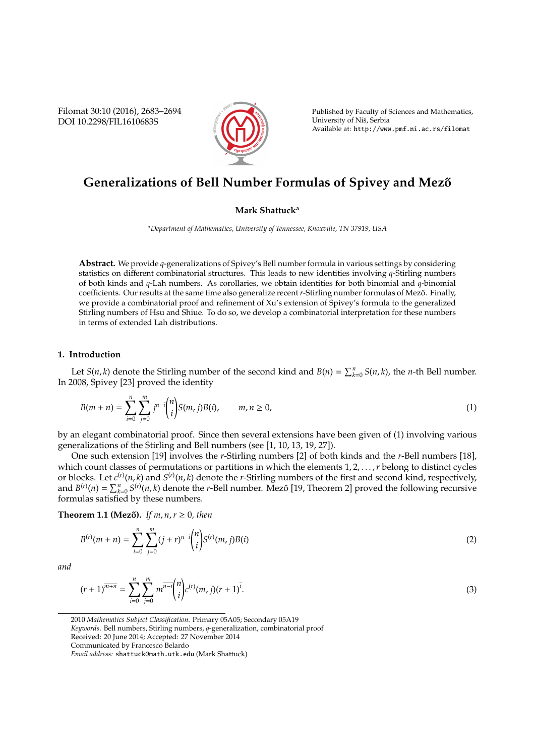# Generalizations of Bell Number Formulas of Spivey and Mező

**Mark Shattuck**[a]

[a] *Department of Mathematics, University of Tennessee, Knoxville, TN 37919, USA*

**Abstract.** We provide $q$-generalizations of Spivey's Bell number formula in various settings by considering statistics on different combinatorial structures. This leads to new identities involving $q$-Stirling numbers of both kinds and $q$-Lah numbers. As corollaries, we obtain identities for both binomial and $q$-binomial coefficients. Our results at the same time also generalize recent $r$-Stirling number formulas of Mező. Finally, we provide a combinatorial proof and refinement of Xu's extension of Spivey's formula to the generalized Stirling numbers of Hsu and Shiue. To do so, we develop a combinatorial interpretation for these numbers in terms of extended Lah distributions.

## 1. Introduction

Let $S(n,k)$ denote the Stirling number of the second kind and $B(n) = \sum_{k=0}^{n} S(n,k)$, the $n$-th Bell number. In 2008, Spivey [23] proved the identity

$$B(m+n) = \sum_{i=0}^{n} \sum_{j=0}^{m} j^{n-i} \binom{n}{i} S(m,j) B(i), \qquad m,n \geq 0, \tag{1}$$

by an elegant combinatorial proof. Since then several extensions have been given of (1) involving various generalizations of the Stirling and Bell numbers (see [1, 10, 13, 19, 27]).

One such extension [19] involves the $r$-Stirling numbers [2] of both kinds and the $r$-Bell numbers [18], which count classes of permutations or partitions in which the elements $1, 2, \ldots, r$ belong to distinct cycles or blocks. Let $c^{(r)}(n,k)$ and $S^{(r)}(n,k)$ denote the $r$-Stirling numbers of the first and second kind, respectively, and $B^{(r)}(n) = \sum_{k=0}^{n} S^{(r)}(n,k)$ denote the $r$-Bell number. Mező [19, Theorem 2] proved the following recursive formulas satisfied by these numbers.

**Theorem 1.1 (Mező).** *If $m, n, r \geq 0$, then*

$$B^{(r)}(m+n) = \sum_{i=0}^{n} \sum_{j=0}^{m} (j+r)^{n-i} \binom{n}{i} S^{(r)}(m,j) B(i) \tag{2}$$

*and*

$$(r+1)^{\overline{m+n}} = \sum_{i=0}^{n} \sum_{j=0}^{m} m^{\overline{n-i}} \binom{n}{i} c^{(r)}(m,j) (r+1)^{\overline{i}}. \tag{3}$$

---

2010 *Mathematics Subject Classification.* Primary 05A05; Secondary 05A19

*Keywords.* Bell numbers, Stirling numbers, $q$-generalization, combinatorial proof

Received: 20 June 2014; Accepted: 27 November 2014

Communicated by Francesco Belardo

*Email address:* shattuck@math.utk.edu (Mark Shattuck)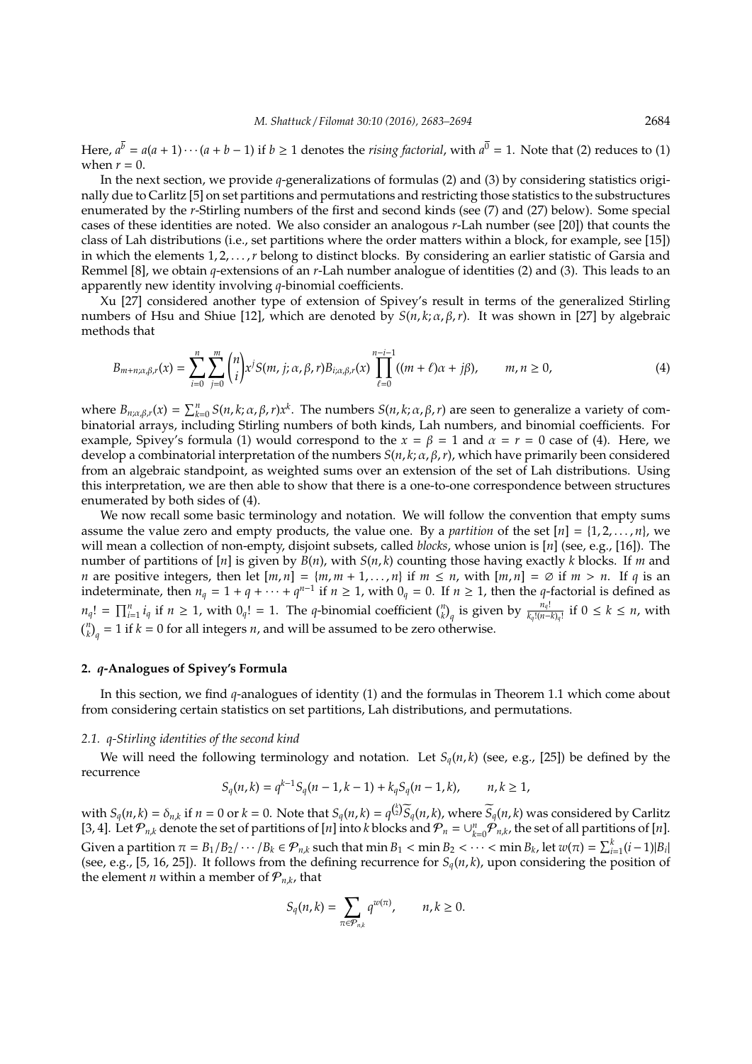Here, $a^{\overline{b}} = a(a+1)\cdots(a+b-1)$ if $b \geq 1$ denotes the *rising factorial*, with $a^{\overline{0}} = 1$. Note that (2) reduces to (1) when $r = 0$.

In the next section, we provide $q$-generalizations of formulas (2) and (3) by considering statistics originally due to Carlitz [5] on set partitions and permutations and restricting those statistics to the substructures enumerated by the $r$-Stirling numbers of the first and second kinds (see (7) and (27) below). Some special cases of these identities are noted. We also consider an analogous $r$-Lah number (see [20]) that counts the class of Lah distributions (i.e., set partitions where the order matters within a block, for example, see [15]) in which the elements $1, 2, \ldots, r$ belong to distinct blocks. By considering an earlier statistic of Garsia and Remmel [8], we obtain $q$-extensions of an $r$-Lah number analogue of identities (2) and (3). This leads to an apparently new identity involving $q$-binomial coefficients.

Xu [27] considered another type of extension of Spivey's result in terms of the generalized Stirling numbers of Hsu and Shiue [12], which are denoted by $S(n, k; \alpha, \beta, r)$. It was shown in [27] by algebraic methods that

$$B_{m+n;\alpha,\beta,r}(x) = \sum_{i=0}^{n} \sum_{j=0}^{m} \binom{n}{i} x^j S(m, j; \alpha, \beta, r) B_{i;\alpha,\beta,r}(x) \prod_{\ell=0}^{n-i-1} ((m+\ell)\alpha + j\beta), \qquad m, n \geq 0, \tag{4}$$

where $B_{n;\alpha,\beta,r}(x) = \sum_{k=0}^{n} S(n, k; \alpha, \beta, r) x^k$. The numbers $S(n, k; \alpha, \beta, r)$ are seen to generalize a variety of combinatorial arrays, including Stirling numbers of both kinds, Lah numbers, and binomial coefficients. For example, Spivey's formula (1) would correspond to the $x = \beta = 1$ and $\alpha = r = 0$ case of (4). Here, we develop a combinatorial interpretation of the numbers $S(n, k; \alpha, \beta, r)$, which have primarily been considered from an algebraic standpoint, as weighted sums over an extension of the set of Lah distributions. Using this interpretation, we are then able to show that there is a one-to-one correspondence between structures enumerated by both sides of (4).

We now recall some basic terminology and notation. We will follow the convention that empty sums assume the value zero and empty products, the value one. By a *partition* of the set $[n] = \{1, 2, \ldots, n\}$, we will mean a collection of non-empty, disjoint subsets, called *blocks*, whose union is $[n]$ (see, e.g., [16]). The number of partitions of $[n]$ is given by $B(n)$, with $S(n, k)$ counting those having exactly $k$ blocks. If $m$ and $n$ are positive integers, then let $[m, n] = \{m, m+1, \ldots, n\}$ if $m \leq n$, with $[m, n] = \varnothing$ if $m > n$. If $q$ is an indeterminate, then $n_q = 1 + q + \cdots + q^{n-1}$ if $n \geq 1$, with $0_q = 0$. If $n \geq 1$, then the $q$-factorial is defined as $n_q! = \prod_{i=1}^{n} i_q$ if $n \geq 1$, with $0_q! = 1$. The $q$-binomial coefficient $\binom{n}{k}_q$ is given by $\frac{n_q!}{k_q!(n-k)_q!}$ if $0 \leq k \leq n$, with $\binom{n}{k}_q = 1$ if $k = 0$ for all integers $n$, and will be assumed to be zero otherwise.

## 2. $q$-Analogues of Spivey's Formula

In this section, we find $q$-analogues of identity (1) and the formulas in Theorem 1.1 which come about from considering certain statistics on set partitions, Lah distributions, and permutations.

### 2.1. $q$-Stirling identities of the second kind

We will need the following terminology and notation. Let $S_q(n, k)$ (see, e.g., [25]) be defined by the recurrence

$$S_q(n, k) = q^{k-1} S_q(n-1, k-1) + k_q S_q(n-1, k), \qquad n, k \geq 1,$$

with $S_q(n, k) = \delta_{n,k}$ if $n = 0$ or $k = 0$. Note that $S_q(n, k) = q^{\binom{k}{2}} \widetilde{S}_q(n, k)$, where $\widetilde{S}_q(n, k)$ was considered by Carlitz [3, 4]. Let $\mathcal{P}_{n,k}$ denote the set of partitions of $[n]$ into $k$ blocks and $\mathcal{P}_n = \cup_{k=0}^{n} \mathcal{P}_{n,k}$, the set of all partitions of $[n]$. Given a partition $\pi = B_1/B_2/\cdots/B_k \in \mathcal{P}_{n,k}$ such that $\min B_1 < \min B_2 < \cdots < \min B_k$, let $w(\pi) = \sum_{i=1}^{k} (i-1)|B_i|$ (see, e.g., [5, 16, 25]). It follows from the defining recurrence for $S_q(n, k)$, upon considering the position of the element $n$ within a member of $\mathcal{P}_{n,k}$, that

$$S_q(n, k) = \sum_{\pi \in \mathcal{P}_{n,k}} q^{w(\pi)}, \qquad n, k \geq 0.$$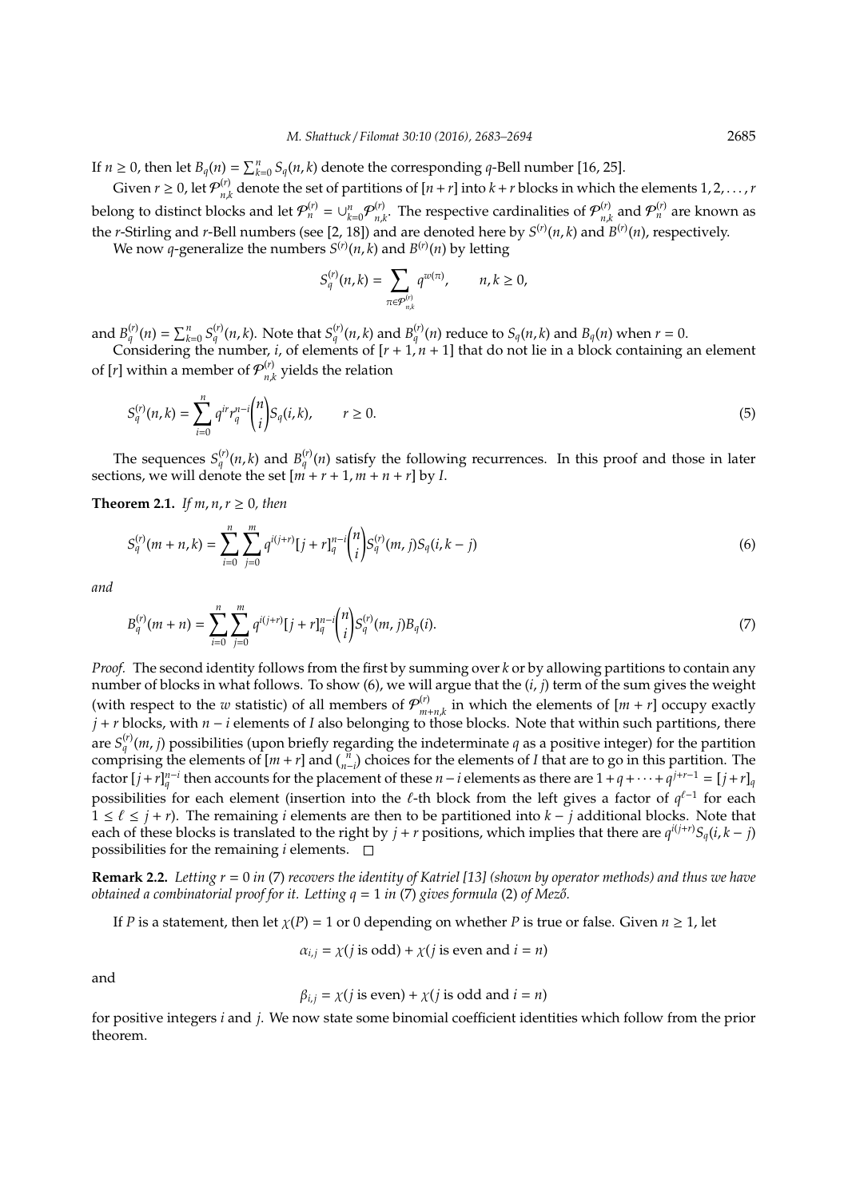If $n \geq 0$, then let $B_q(n) = \sum_{k=0}^{n} S_q(n,k)$ denote the corresponding $q$-Bell number [16, 25].

Given $r \geq 0$, let $\mathcal{P}_{n,k}^{(r)}$ denote the set of partitions of $[n+r]$ into $k+r$ blocks in which the elements $1, 2, \ldots, r$ belong to distinct blocks and let $\mathcal{P}_n^{(r)} = \cup_{k=0}^{n} \mathcal{P}_{n,k}^{(r)}$. The respective cardinalities of $\mathcal{P}_{n,k}^{(r)}$ and $\mathcal{P}_n^{(r)}$ are known as the $r$-Stirling and $r$-Bell numbers (see [2, 18]) and are denoted here by $S^{(r)}(n,k)$ and $B^{(r)}(n)$, respectively.

We now $q$-generalize the numbers $S^{(r)}(n,k)$ and $B^{(r)}(n)$ by letting

$$S_q^{(r)}(n,k) = \sum_{\pi \in \mathcal{P}_{n,k}^{(r)}} q^{w(\pi)}, \qquad n, k \geq 0,$$

and $B_q^{(r)}(n) = \sum_{k=0}^{n} S_q^{(r)}(n,k)$. Note that $S_q^{(r)}(n,k)$ and $B_q^{(r)}(n)$ reduce to $S_q(n,k)$ and $B_q(n)$ when $r = 0$.

Considering the number, $i$, of elements of $[r+1, n+1]$ that do not lie in a block containing an element of $[r]$ within a member of $\mathcal{P}_{n,k}^{(r)}$ yields the relation

$$S_q^{(r)}(n,k) = \sum_{i=0}^{n} q^{ir} r_q^{n-i} \binom{n}{i} S_q(i,k), \qquad r \geq 0. \tag{5}$$

The sequences $S_q^{(r)}(n,k)$ and $B_q^{(r)}(n)$ satisfy the following recurrences. In this proof and those in later sections, we will denote the set $[m+r+1, m+n+r]$ by $I$.

**Theorem 2.1.** *If $m, n, r \geq 0$, then*

$$S_q^{(r)}(m+n,k) = \sum_{i=0}^{n} \sum_{j=0}^{m} q^{i(j+r)} [j+r]_q^{n-i} \binom{n}{i} S_q^{(r)}(m,j) S_q(i,k-j) \tag{6}$$

*and*

$$B_q^{(r)}(m+n) = \sum_{i=0}^{n} \sum_{j=0}^{m} q^{i(j+r)} [j+r]_q^{n-i} \binom{n}{i} S_q^{(r)}(m,j) B_q(i). \tag{7}$$

*Proof.* The second identity follows from the first by summing over $k$ or by allowing partitions to contain any number of blocks in what follows. To show (6), we will argue that the $(i, j)$ term of the sum gives the weight (with respect to the $w$ statistic) of all members of $\mathcal{P}_{m+n,k}^{(r)}$ in which the elements of $[m+r]$ occupy exactly $j+r$ blocks, with $n-i$ elements of $I$ also belonging to those blocks. Note that within such partitions, there are $S_q^{(r)}(m,j)$ possibilities (upon briefly regarding the indeterminate $q$ as a positive integer) for the partition comprising the elements of $[m+r]$ and $\binom{n}{n-i}$ choices for the elements of $I$ that are to go in this partition. The factor $[j+r]_q^{n-i}$ then accounts for the placement of these $n-i$ elements as there are $1+q+\cdots+q^{j+r-1} = [j+r]_q$ possibilities for each element (insertion into the $\ell$-th block from the left gives a factor of $q^{\ell-1}$ for each $1 \leq \ell \leq j+r$). The remaining $i$ elements are then to be partitioned into $k-j$ additional blocks. Note that each of these blocks is translated to the right by $j+r$ positions, which implies that there are $q^{i(j+r)} S_q(i,k-j)$ possibilities for the remaining $i$ elements. $\square$

**Remark 2.2.** *Letting $r = 0$ in (7) recovers the identity of Katriel [13] (shown by operator methods) and thus we have obtained a combinatorial proof for it. Letting $q = 1$ in (7) gives formula (2) of Mező.*

If $P$ is a statement, then let $\chi(P) = 1$ or $0$ depending on whether $P$ is true or false. Given $n \geq 1$, let

$$\alpha_{i,j} = \chi(j \text{ is odd}) + \chi(j \text{ is even and } i = n)$$

and

$$\beta_{i,j} = \chi(j \text{ is even}) + \chi(j \text{ is odd and } i = n)$$

for positive integers $i$ and $j$. We now state some binomial coefficient identities which follow from the prior theorem.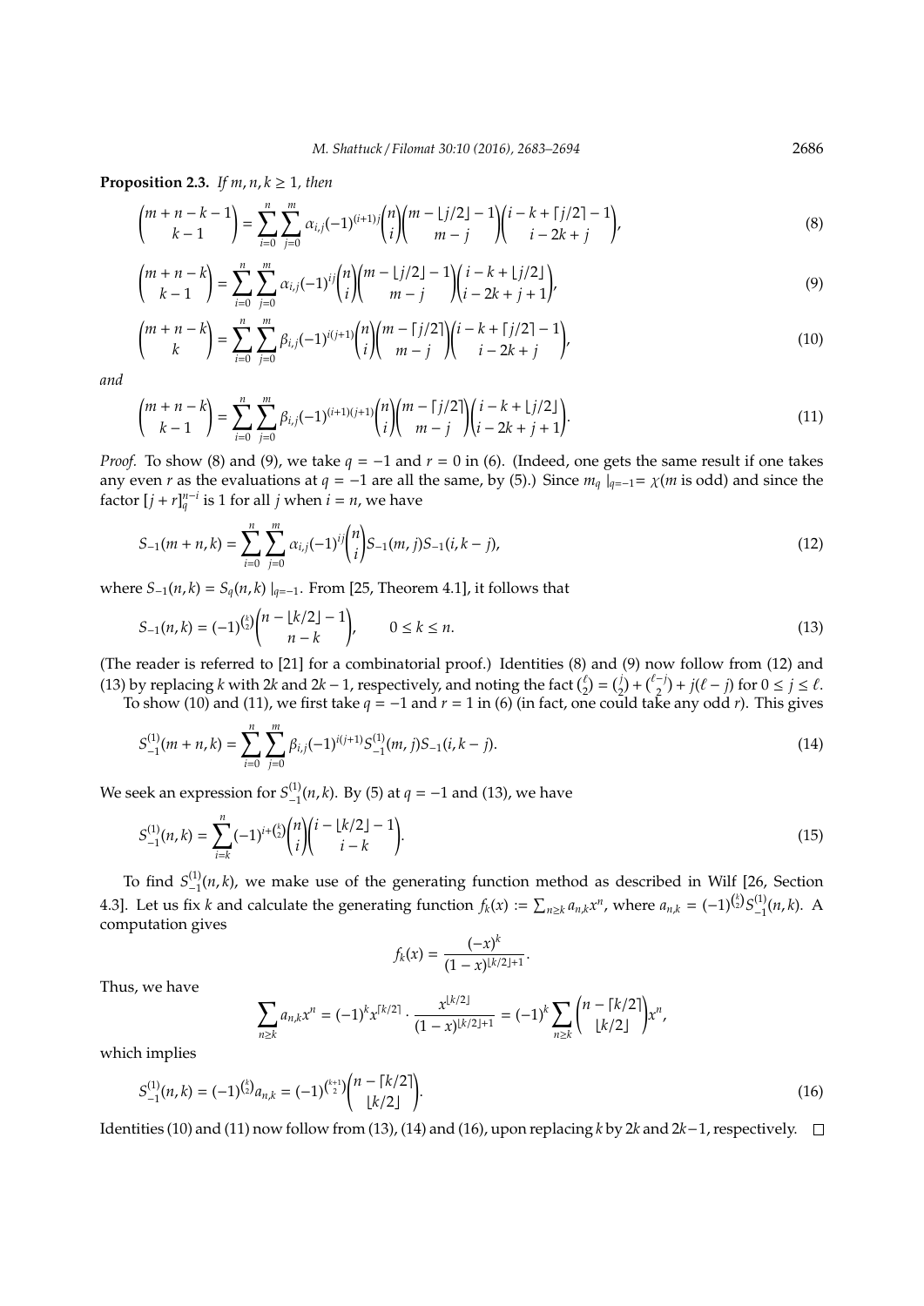**Proposition 2.3.** *If $m, n, k \geq 1$, then*

$$\binom{m+n-k-1}{k-1} = \sum_{i=0}^{n} \sum_{j=0}^{m} \alpha_{i,j}(-1)^{(i+1)j} \binom{n}{i} \binom{m - \lfloor j/2 \rfloor - 1}{m-j} \binom{i-k+\lceil j/2 \rceil - 1}{i-2k+j}, \tag{8}$$

$$\binom{m+n-k}{k-1} = \sum_{i=0}^{n} \sum_{j=0}^{m} \alpha_{i,j}(-1)^{ij} \binom{n}{i} \binom{m - \lfloor j/2 \rfloor - 1}{m-j} \binom{i-k+\lfloor j/2 \rfloor}{i-2k+j+1}, \tag{9}$$

$$\binom{m+n-k}{k} = \sum_{i=0}^{n} \sum_{j=0}^{m} \beta_{i,j}(-1)^{i(j+1)} \binom{n}{i} \binom{m - \lceil j/2 \rceil}{m-j} \binom{i-k+\lceil j/2 \rceil - 1}{i-2k+j}, \tag{10}$$

*and*

$$\binom{m+n-k}{k-1} = \sum_{i=0}^{n} \sum_{j=0}^{m} \beta_{i,j}(-1)^{(i+1)(j+1)} \binom{n}{i} \binom{m - \lceil j/2 \rceil}{m-j} \binom{i-k+\lfloor j/2 \rfloor}{i-2k+j+1}. \tag{11}$$

*Proof.* To show (8) and (9), we take $q = -1$ and $r = 0$ in (6). (Indeed, one gets the same result if one takes any even $r$ as the evaluations at $q = -1$ are all the same, by (5).) Since $m_q \mid_{q=-1} = \chi(m \text{ is odd})$ and since the factor $[j+r]_q^{n-i}$ is 1 for all $j$ when $i = n$, we have

$$S_{-1}(m+n,k) = \sum_{i=0}^{n} \sum_{j=0}^{m} \alpha_{i,j}(-1)^{ij} \binom{n}{i} S_{-1}(m,j) S_{-1}(i,k-j), \tag{12}$$

where $S_{-1}(n,k) = S_q(n,k) \mid_{q=-1}$. From [25, Theorem 4.1], it follows that

$$S_{-1}(n,k) = (-1)^{\binom{k}{2}} \binom{n - \lfloor k/2 \rfloor - 1}{n-k}, \qquad 0 \leq k \leq n. \tag{13}$$

(The reader is referred to [21] for a combinatorial proof.) Identities (8) and (9) now follow from (12) and (13) by replacing $k$ with $2k$ and $2k-1$, respectively, and noting the fact $\binom{\ell}{2} = \binom{j}{2} + \binom{\ell-j}{2} + j(\ell - j)$ for $0 \leq j \leq \ell$.

To show (10) and (11), we first take $q = -1$ and $r = 1$ in (6) (in fact, one could take any odd $r$). This gives

$$S_{-1}^{(1)}(m+n,k) = \sum_{i=0}^{n} \sum_{j=0}^{m} \beta_{i,j}(-1)^{i(j+1)} S_{-1}^{(1)}(m,j) S_{-1}(i,k-j). \tag{14}$$

We seek an expression for $S_{-1}^{(1)}(n,k)$. By (5) at $q = -1$ and (13), we have

$$S_{-1}^{(1)}(n,k) = \sum_{i=k}^{n} (-1)^{i+\binom{k}{2}} \binom{n}{i} \binom{i - \lfloor k/2 \rfloor - 1}{i-k}. \tag{15}$$

To find $S_{-1}^{(1)}(n,k)$, we make use of the generating function method as described in Wilf [26, Section 4.3]. Let us fix $k$ and calculate the generating function $f_k(x) := \sum_{n \geq k} a_{n,k} x^n$, where $a_{n,k} = (-1)^{\binom{k}{2}} S_{-1}^{(1)}(n,k)$. A computation gives

$$f_k(x) = \frac{(-x)^k}{(1-x)^{\lfloor k/2 \rfloor + 1}}.$$

Thus, we have

$$\sum_{n \geq k} a_{n,k} x^n = (-1)^k x^{\lceil k/2 \rceil} \cdot \frac{x^{\lfloor k/2 \rfloor}}{(1-x)^{\lfloor k/2 \rfloor + 1}} = (-1)^k \sum_{n \geq k} \binom{n - \lceil k/2 \rceil}{\lfloor k/2 \rfloor} x^n,$$

which implies

$$S_{-1}^{(1)}(n,k) = (-1)^{\binom{k}{2}} a_{n,k} = (-1)^{\binom{k+1}{2}} \binom{n - \lceil k/2 \rceil}{\lfloor k/2 \rfloor}. \tag{16}$$

Identities (10) and (11) now follow from (13), (14) and (16), upon replacing $k$ by $2k$ and $2k-1$, respectively. $\square$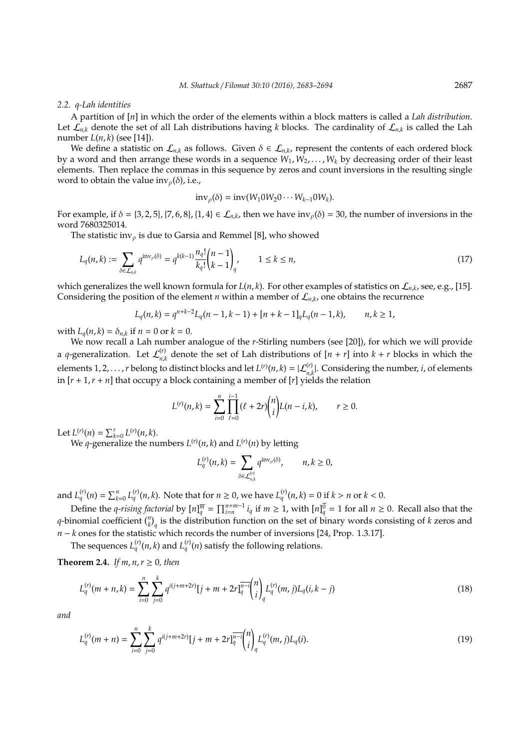### 2.2. q-Lah identities

A partition of $[n]$ in which the order of the elements within a block matters is called a *Lah distribution*. Let $\mathcal{L}_{n,k}$ denote the set of all Lah distributions having $k$ blocks. The cardinality of $\mathcal{L}_{n,k}$ is called the Lah number $L(n,k)$ (see [14]).

We define a statistic on $\mathcal{L}_{n,k}$ as follows. Given $\delta \in \mathcal{L}_{n,k}$, represent the contents of each ordered block by a word and then arrange these words in a sequence $W_1, W_2, \ldots, W_k$ by decreasing order of their least elements. Then replace the commas in this sequence by zeros and count inversions in the resulting single word to obtain the value $\text{inv}_\rho(\delta)$, i.e.,

$$\text{inv}_\rho(\delta) = \text{inv}(W_1 0 W_2 0 \cdots W_{k-1} 0 W_k).$$

For example, if $\delta = \{3,2,5\}, \{7,6,8\}, \{1,4\} \in \mathcal{L}_{n,k}$, then we have $\text{inv}_\rho(\delta) = 30$, the number of inversions in the word 7680325014.

The statistic $\text{inv}_\rho$ is due to Garsia and Remmel [8], who showed

$$L_q(n,k) := \sum_{\delta \in \mathcal{L}_{n,k}} q^{\text{inv}_\rho(\delta)} = q^{k(k-1)} \frac{n_q!}{k_q!} \binom{n-1}{k-1}_q, \qquad 1 \le k \le n, \tag{17}$$

which generalizes the well known formula for $L(n,k)$. For other examples of statistics on $\mathcal{L}_{n,k}$, see, e.g., [15]. Considering the position of the element $n$ within a member of $\mathcal{L}_{n,k}$, one obtains the recurrence

$$L_q(n,k) = q^{n+k-2} L_q(n-1,k-1) + [n+k-1]_q L_q(n-1,k), \qquad n,k \ge 1,$$

with $L_q(n,k) = \delta_{n,k}$ if $n = 0$ or $k = 0$.

We now recall a Lah number analogue of the $r$-Stirling numbers (see [20]), for which we will provide a $q$-generalization. Let $\mathcal{L}_{n,k}^{(r)}$ denote the set of Lah distributions of $[n+r]$ into $k+r$ blocks in which the elements $1, 2, \ldots, r$ belong to distinct blocks and let $L^{(r)}(n,k) = |\mathcal{L}_{n,k}^{(r)}|$. Considering the number, $i$, of elements in $[r+1, r+n]$ that occupy a block containing a member of $[r]$ yields the relation

$$L^{(r)}(n,k) = \sum_{i=0}^{n} \prod_{\ell=0}^{i-1} (\ell + 2r) \binom{n}{i} L(n-i,k), \qquad r \ge 0.$$

Let $L^{(r)}(n) = \sum_{k=0}^{r} L^{(r)}(n,k)$.

We $q$-generalize the numbers $L^{(r)}(n,k)$ and $L^{(r)}(n)$ by letting

$$L_q^{(r)}(n,k) = \sum_{\delta \in \mathcal{L}_{n,k}^{(r)}} q^{\text{inv}_\rho(\delta)}, \qquad n,k \ge 0,$$

and $L_q^{(r)}(n) = \sum_{k=0}^{n} L_q^{(r)}(n,k)$. Note that for $n \ge 0$, we have $L_q^{(r)}(n,k) = 0$ if $k > n$ or $k < 0$.

Define the *q-rising factorial* by $[n]_q^{\overline{m}} = \prod_{i=n}^{n+m-1} i_q$ if $m \ge 1$, with $[n]_q^{\overline{0}} = 1$ for all $n \ge 0$. Recall also that the $q$-binomial coefficient $\binom{n}{k}_q$ is the distribution function on the set of binary words consisting of $k$ zeros and $n-k$ ones for the statistic which records the number of inversions [24, Prop. 1.3.17].

The sequences $L_q^{(r)}(n,k)$ and $L_q^{(r)}(n)$ satisfy the following relations.

**Theorem 2.4.** *If $m, n, r \ge 0$, then*

$$L_q^{(r)}(m+n,k) = \sum_{i=0}^{n} \sum_{j=0}^{k} q^{i(j+m+2r)} [j+m+2r]_q^{\overline{n-i}} \binom{n}{i}_q L_q^{(r)}(m,j) L_q(i,k-j) \tag{18}$$

*and*

$$L_q^{(r)}(m+n) = \sum_{i=0}^{n} \sum_{j=0}^{k} q^{i(j+m+2r)} [j+m+2r]_q^{\overline{n-i}} \binom{n}{i}_q L_q^{(r)}(m,j) L_q(i). \tag{19}$$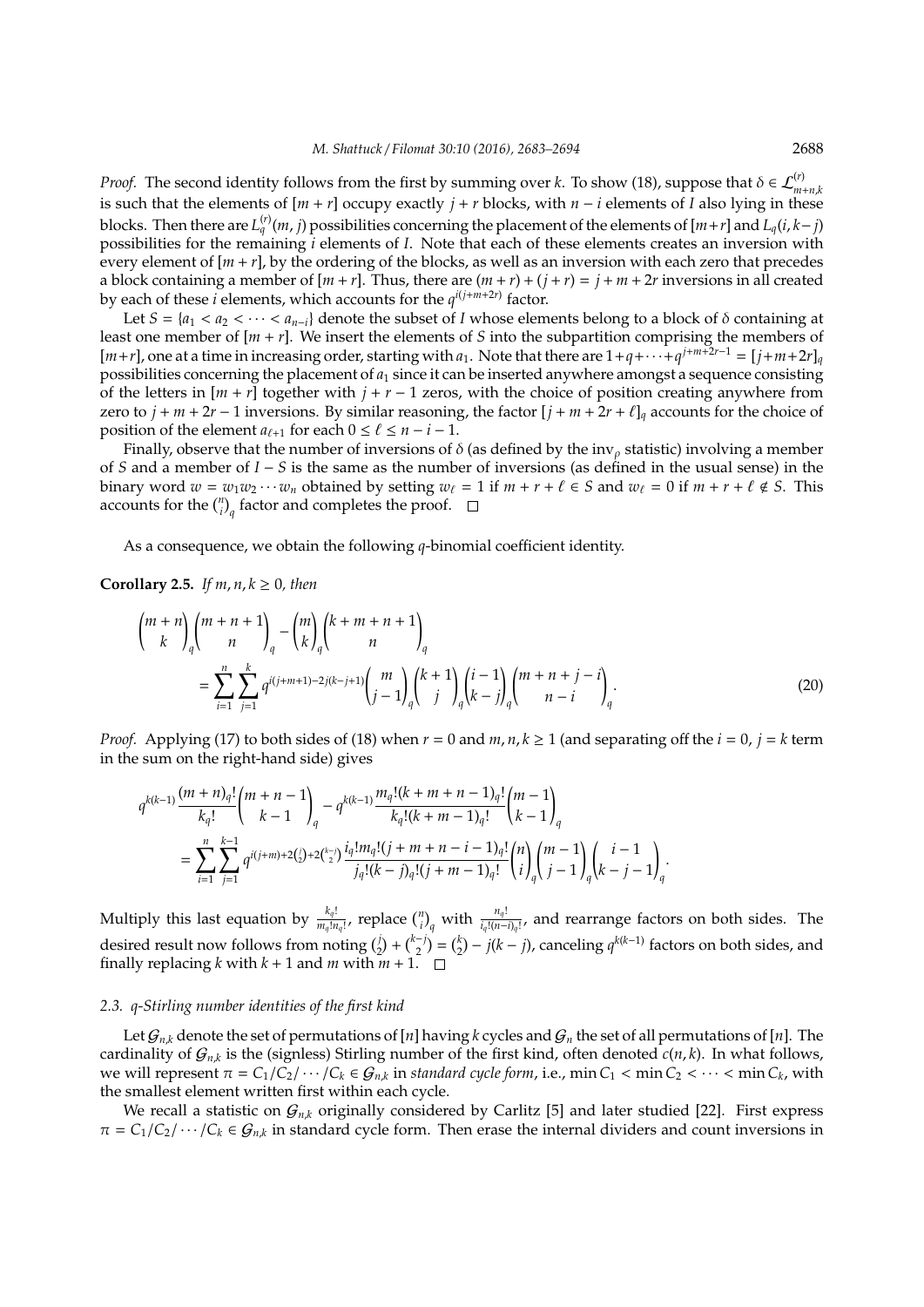*Proof.* The second identity follows from the first by summing over $k$. To show (18), suppose that $\delta \in \mathcal{L}^{(r)}_{m+n,k}$ is such that the elements of $[m+r]$ occupy exactly $j+r$ blocks, with $n-i$ elements of $I$ also lying in these blocks. Then there are $L^{(r)}_q(m,j)$ possibilities concerning the placement of the elements of $[m+r]$ and $L_q(i,k-j)$ possibilities for the remaining $i$ elements of $I$. Note that each of these elements creates an inversion with every element of $[m+r]$, by the ordering of the blocks, as well as an inversion with each zero that precedes a block containing a member of $[m+r]$. Thus, there are $(m+r)+(j+r) = j+m+2r$ inversions in all created by each of these $i$ elements, which accounts for the $q^{i(j+m+2r)}$ factor.

Let $S = \{a_1 < a_2 < \cdots < a_{n-i}\}$ denote the subset of $I$ whose elements belong to a block of $\delta$ containing at least one member of $[m+r]$. We insert the elements of $S$ into the subpartition comprising the members of $[m+r]$, one at a time in increasing order, starting with $a_1$. Note that there are $1+q+\cdots+q^{j+m+2r-1} = [j+m+2r]_q$ possibilities concerning the placement of $a_1$ since it can be inserted anywhere amongst a sequence consisting of the letters in $[m+r]$ together with $j+r-1$ zeros, with the choice of position creating anywhere from zero to $j+m+2r-1$ inversions. By similar reasoning, the factor $[j+m+2r+\ell]_q$ accounts for the choice of position of the element $a_{\ell+1}$ for each $0 \leq \ell \leq n-i-1$.

Finally, observe that the number of inversions of $\delta$ (as defined by the $\text{inv}_\rho$ statistic) involving a member of $S$ and a member of $I-S$ is the same as the number of inversions (as defined in the usual sense) in the binary word $w = w_1w_2\cdots w_n$ obtained by setting $w_\ell = 1$ if $m+r+\ell \in S$ and $w_\ell = 0$ if $m+r+\ell \notin S$. This accounts for the $\binom{n}{i}_q$ factor and completes the proof. $\square$

As a consequence, we obtain the following $q$-binomial coefficient identity.

**Corollary 2.5.** *If $m,n,k \geq 0$, then*

$$\binom{m+n}{k}_q\binom{m+n+1}{n}_q - \binom{m}{k}_q\binom{k+m+n+1}{n}_q = \sum_{i=1}^{n}\sum_{j=1}^{k} q^{i(j+m+1)-2j(k-j+1)}\binom{m}{j-1}_q\binom{k+1}{j}_q\binom{i-1}{k-j}_q\binom{m+n+j-i}{n-i}_q. \tag{20}$$

*Proof.* Applying (17) to both sides of (18) when $r=0$ and $m,n,k \geq 1$ (and separating off the $i=0$, $j=k$ term in the sum on the right-hand side) gives

$$q^{k(k-1)}\frac{(m+n)_q!}{k_q!}\binom{m+n-1}{k-1}_q - q^{k(k-1)}\frac{m_q!(k+m+n-1)_q!}{k_q!(k+m-1)_q!}\binom{m-1}{k-1}_q$$
$$= \sum_{i=1}^{n}\sum_{j=1}^{k-1} q^{i(j+m)+2\binom{j}{2}+2\binom{k-j}{2}}\frac{i_q!m_q!(j+m+n-i-1)_q!}{j_q!(k-j)_q!(j+m-1)_q!}\binom{n}{i}_q\binom{m-1}{j-1}_q\binom{i-1}{k-j-1}_q.$$

Multiply this last equation by $\frac{k_q!}{m_q!n_q!}$, replace $\binom{n}{i}_q$ with $\frac{n_q!}{i_q!(n-i)_q!}$, and rearrange factors on both sides. The desired result now follows from noting $\binom{j}{2}+\binom{k-j}{2} = \binom{k}{2} - j(k-j)$, canceling $q^{k(k-1)}$ factors on both sides, and finally replacing $k$ with $k+1$ and $m$ with $m+1$. $\square$

### 2.3. q-Stirling number identities of the first kind

Let $\mathcal{G}_{n,k}$ denote the set of permutations of $[n]$ having $k$ cycles and $\mathcal{G}_n$ the set of all permutations of $[n]$. The cardinality of $\mathcal{G}_{n,k}$ is the (signless) Stirling number of the first kind, often denoted $c(n,k)$. In what follows, we will represent $\pi = C_1/C_2/\cdots/C_k \in \mathcal{G}_{n,k}$ in *standard cycle form*, i.e., $\min C_1 < \min C_2 < \cdots < \min C_k$, with the smallest element written first within each cycle.

We recall a statistic on $\mathcal{G}_{n,k}$ originally considered by Carlitz [5] and later studied [22]. First express $\pi = C_1/C_2/\cdots/C_k \in \mathcal{G}_{n,k}$ in standard cycle form. Then erase the internal dividers and count inversions in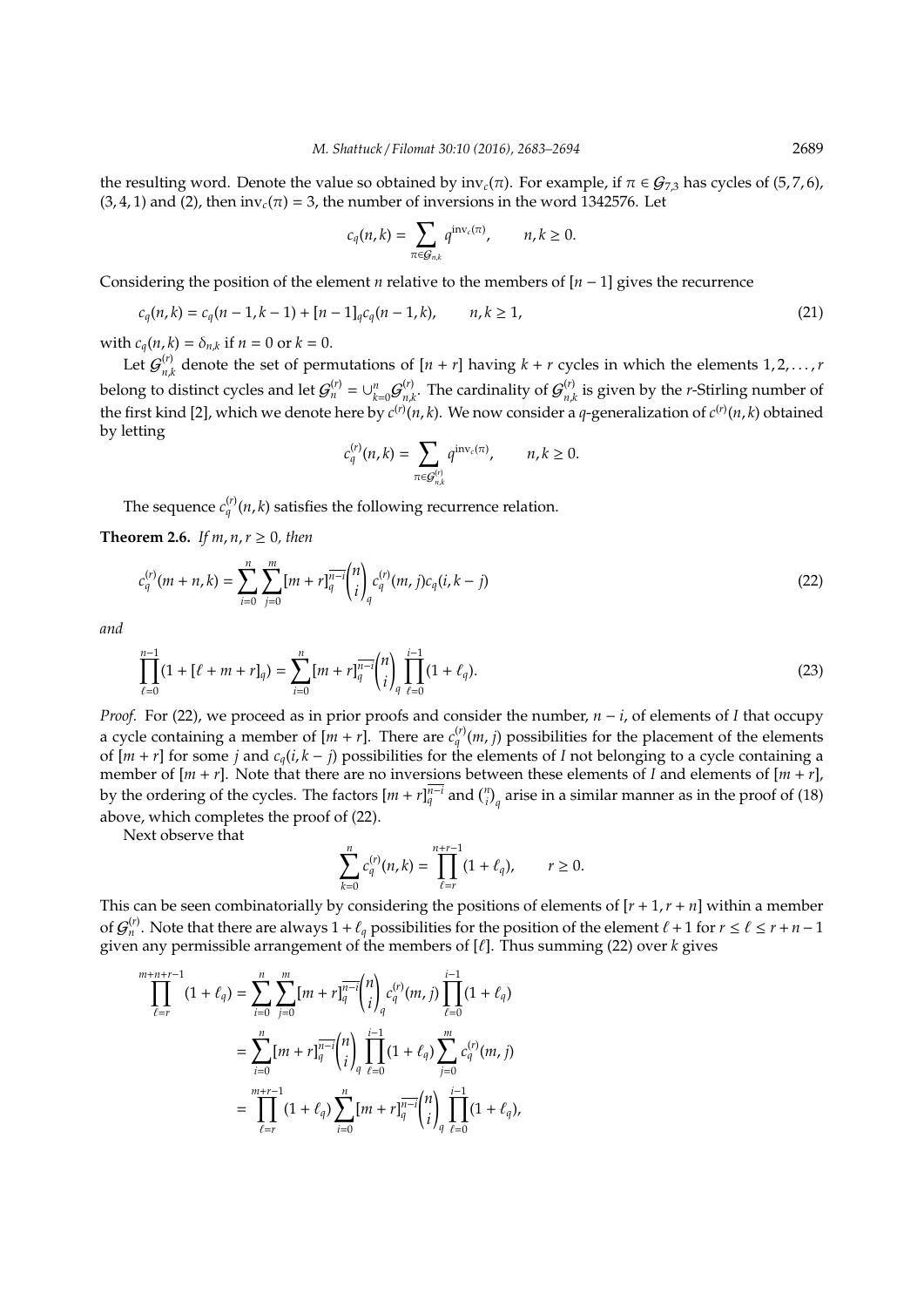the resulting word. Denote the value so obtained by $\mathrm{inv}_c(\pi)$. For example, if $\pi \in \mathcal{G}_{7,3}$ has cycles of $(5,7,6)$, $(3,4,1)$ and $(2)$, then $\mathrm{inv}_c(\pi) = 3$, the number of inversions in the word 1342576. Let

$$c_q(n,k) = \sum_{\pi \in \mathcal{G}_{n,k}} q^{\mathrm{inv}_c(\pi)}, \qquad n,k \geq 0.$$

Considering the position of the element $n$ relative to the members of $[n-1]$ gives the recurrence

$$c_q(n,k) = c_q(n-1,k-1) + [n-1]_q c_q(n-1,k), \qquad n,k \geq 1, \tag{21}$$

with $c_q(n,k) = \delta_{n,k}$ if $n = 0$ or $k = 0$.

Let $\mathcal{G}_{n,k}^{(r)}$ denote the set of permutations of $[n+r]$ having $k+r$ cycles in which the elements $1,2,\ldots,r$ belong to distinct cycles and let $\mathcal{G}_n^{(r)} = \cup_{k=0}^{n} \mathcal{G}_{n,k}^{(r)}$. The cardinality of $\mathcal{G}_{n,k}^{(r)}$ is given by the $r$-Stirling number of the first kind [2], which we denote here by $c^{(r)}(n,k)$. We now consider a $q$-generalization of $c^{(r)}(n,k)$ obtained by letting

$$c_q^{(r)}(n,k) = \sum_{\pi \in \mathcal{G}_{n,k}^{(r)}} q^{\mathrm{inv}_c(\pi)}, \qquad n,k \geq 0.$$

The sequence $c_q^{(r)}(n,k)$ satisfies the following recurrence relation.

**Theorem 2.6.** *If $m,n,r \geq 0$, then*

$$c_q^{(r)}(m+n,k) = \sum_{i=0}^{n} \sum_{j=0}^{m} [m+r]_q^{\overline{n-i}} \binom{n}{i}_q c_q^{(r)}(m,j) c_q(i,k-j) \tag{22}$$

*and*

$$\prod_{\ell=0}^{n-1} (1 + [\ell+m+r]_q) = \sum_{i=0}^{n} [m+r]_q^{\overline{n-i}} \binom{n}{i}_q \prod_{\ell=0}^{i-1} (1+\ell_q). \tag{23}$$

*Proof.* For (22), we proceed as in prior proofs and consider the number, $n-i$, of elements of $I$ that occupy a cycle containing a member of $[m+r]$. There are $c_q^{(r)}(m,j)$ possibilities for the placement of the elements of $[m+r]$ for some $j$ and $c_q(i,k-j)$ possibilities for the elements of $I$ not belonging to a cycle containing a member of $[m+r]$. Note that there are no inversions between these elements of $I$ and elements of $[m+r]$, by the ordering of the cycles. The factors $[m+r]_q^{\overline{n-i}}$ and $\binom{n}{i}_q$ arise in a similar manner as in the proof of (18) above, which completes the proof of (22).

Next observe that

$$\sum_{k=0}^{n} c_q^{(r)}(n,k) = \prod_{\ell=r}^{n+r-1} (1+\ell_q), \qquad r \geq 0.$$

This can be seen combinatorially by considering the positions of elements of $[r+1, r+n]$ within a member of $\mathcal{G}_n^{(r)}$. Note that there are always $1+\ell_q$ possibilities for the position of the element $\ell+1$ for $r \leq \ell \leq r+n-1$ given any permissible arrangement of the members of $[\ell]$. Thus summing (22) over $k$ gives

$$\begin{aligned}
\prod_{\ell=r}^{m+n+r-1} (1+\ell_q) &= \sum_{i=0}^{n} \sum_{j=0}^{m} [m+r]_q^{\overline{n-i}} \binom{n}{i}_q c_q^{(r)}(m,j) \prod_{\ell=0}^{i-1} (1+\ell_q) \\
&= \sum_{i=0}^{n} [m+r]_q^{\overline{n-i}} \binom{n}{i}_q \prod_{\ell=0}^{i-1} (1+\ell_q) \sum_{j=0}^{m} c_q^{(r)}(m,j) \\
&= \prod_{\ell=r}^{m+r-1} (1+\ell_q) \sum_{i=0}^{n} [m+r]_q^{\overline{n-i}} \binom{n}{i}_q \prod_{\ell=0}^{i-1} (1+\ell_q),
\end{aligned}$$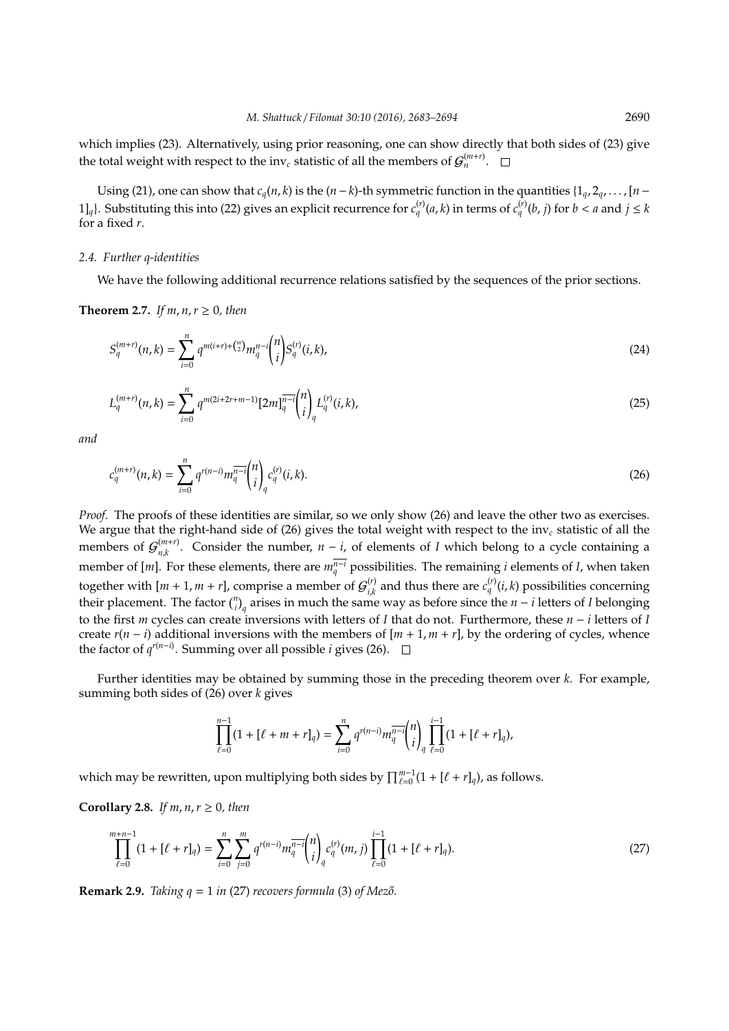which implies (23). Alternatively, using prior reasoning, one can show directly that both sides of (23) give the total weight with respect to the $\text{inv}_c$ statistic of all the members of $\mathcal{G}_n^{(m+r)}$. $\square$

Using (21), one can show that $c_q(n,k)$ is the $(n-k)$-th symmetric function in the quantities $\{1_q, 2_q, \ldots, [n-1]_q\}$. Substituting this into (22) gives an explicit recurrence for $c_q^{(r)}(a,k)$ in terms of $c_q^{(r)}(b,j)$ for $b < a$ and $j \leq k$ for a fixed $r$.

### 2.4. Further q-identities

We have the following additional recurrence relations satisfied by the sequences of the prior sections.

**Theorem 2.7.** *If $m, n, r \geq 0$, then*

$$S_q^{(m+r)}(n,k) = \sum_{i=0}^{n} q^{m(i+r)+\binom{m}{2}} m_q^{n-i} \binom{n}{i} S_q^{(r)}(i,k), \tag{24}$$

$$L_q^{(m+r)}(n,k) = \sum_{i=0}^{n} q^{m(2i+2r+m-1)} [2m]_q^{\overline{n-i}} \binom{n}{i}_q L_q^{(r)}(i,k), \tag{25}$$

*and*

$$c_q^{(m+r)}(n,k) = \sum_{i=0}^{n} q^{r(n-i)} m_q^{\overline{n-i}} \binom{n}{i}_q c_q^{(r)}(i,k). \tag{26}$$

*Proof.* The proofs of these identities are similar, so we only show (26) and leave the other two as exercises. We argue that the right-hand side of (26) gives the total weight with respect to the $\text{inv}_c$ statistic of all the members of $\mathcal{G}_{n,k}^{(m+r)}$. Consider the number, $n-i$, of elements of $I$ which belong to a cycle containing a member of $[m]$. For these elements, there are $m_q^{\overline{n-i}}$ possibilities. The remaining $i$ elements of $I$, when taken together with $[m+1, m+r]$, comprise a member of $\mathcal{G}_{i,k}^{(r)}$ and thus there are $c_q^{(r)}(i,k)$ possibilities concerning their placement. The factor $\binom{n}{i}_q$ arises in much the same way as before since the $n-i$ letters of $I$ belonging to the first $m$ cycles can create inversions with letters of $I$ that do not. Furthermore, these $n-i$ letters of $I$ create $r(n-i)$ additional inversions with the members of $[m+1, m+r]$, by the ordering of cycles, whence the factor of $q^{r(n-i)}$. Summing over all possible $i$ gives (26). $\square$

Further identities may be obtained by summing those in the preceding theorem over $k$. For example, summing both sides of (26) over $k$ gives

$$\prod_{\ell=0}^{n-1}(1+[\ell+m+r]_q) = \sum_{i=0}^{n} q^{r(n-i)} m_q^{\overline{n-i}} \binom{n}{i}_q \prod_{\ell=0}^{i-1}(1+[\ell+r]_q),$$

which may be rewritten, upon multiplying both sides by $\prod_{\ell=0}^{m-1}(1+[\ell+r]_q)$, as follows.

**Corollary 2.8.** *If $m, n, r \geq 0$, then*

$$\prod_{\ell=0}^{m+n-1}(1+[\ell+r]_q) = \sum_{i=0}^{n}\sum_{j=0}^{m} q^{r(n-i)} m_q^{\overline{n-i}} \binom{n}{i}_q c_q^{(r)}(m,j) \prod_{\ell=0}^{i-1}(1+[\ell+r]_q). \tag{27}$$

**Remark 2.9.** *Taking $q=1$ in (27) recovers formula (3) of Mező.*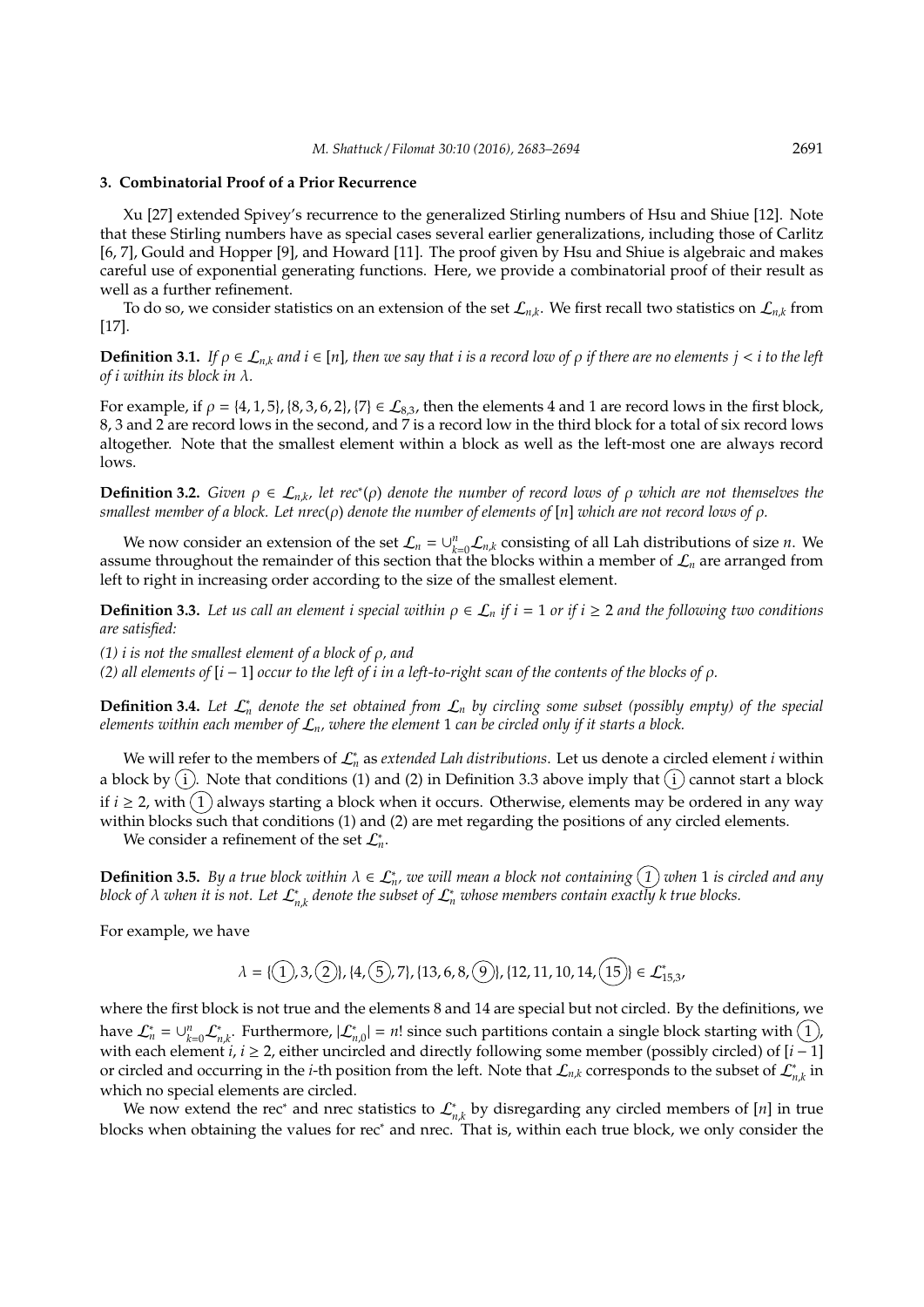## 3. Combinatorial Proof of a Prior Recurrence

Xu [27] extended Spivey's recurrence to the generalized Stirling numbers of Hsu and Shiue [12]. Note that these Stirling numbers have as special cases several earlier generalizations, including those of Carlitz [6, 7], Gould and Hopper [9], and Howard [11]. The proof given by Hsu and Shiue is algebraic and makes careful use of exponential generating functions. Here, we provide a combinatorial proof of their result as well as a further refinement.

To do so, we consider statistics on an extension of the set $\mathcal{L}_{n,k}$. We first recall two statistics on $\mathcal{L}_{n,k}$ from [17].

**Definition 3.1.** *If $\rho \in \mathcal{L}_{n,k}$ and $i \in [n]$, then we say that $i$ is a record low of $\rho$ if there are no elements $j < i$ to the left of $i$ within its block in $\lambda$.*

For example, if $\rho = \{4, 1, 5\}, \{8, 3, 6, 2\}, \{7\} \in \mathcal{L}_{8,3}$, then the elements 4 and 1 are record lows in the first block, 8, 3 and 2 are record lows in the second, and 7 is a record low in the third block for a total of six record lows altogether. Note that the smallest element within a block as well as the left-most one are always record lows.

**Definition 3.2.** *Given $\rho \in \mathcal{L}_{n,k}$, let $\text{rec}^*(\rho)$ denote the number of record lows of $\rho$ which are not themselves the smallest member of a block. Let $\text{nrec}(\rho)$ denote the number of elements of $[n]$ which are not record lows of $\rho$.*

We now consider an extension of the set $\mathcal{L}_n = \cup_{k=0}^{n} \mathcal{L}_{n,k}$ consisting of all Lah distributions of size $n$. We assume throughout the remainder of this section that the blocks within a member of $\mathcal{L}_n$ are arranged from left to right in increasing order according to the size of the smallest element.

**Definition 3.3.** *Let us call an element $i$ special within $\rho \in \mathcal{L}_n$ if $i = 1$ or if $i \geq 2$ and the following two conditions are satisfied:*

*(1) $i$ is not the smallest element of a block of $\rho$, and*
*(2) all elements of $[i-1]$ occur to the left of $i$ in a left-to-right scan of the contents of the blocks of $\rho$.*

**Definition 3.4.** *Let $\mathcal{L}_n^*$ denote the set obtained from $\mathcal{L}_n$ by circling some subset (possibly empty) of the special elements within each member of $\mathcal{L}_n$, where the element 1 can be circled only if it starts a block.*

We will refer to the members of $\mathcal{L}_n^*$ as *extended Lah distributions*. Let us denote a circled element $i$ within a block by $\textcircled{i}$. Note that conditions (1) and (2) in Definition 3.3 above imply that $\textcircled{i}$ cannot start a block if $i \geq 2$, with $\textcircled{1}$ always starting a block when it occurs. Otherwise, elements may be ordered in any way within blocks such that conditions (1) and (2) are met regarding the positions of any circled elements.

We consider a refinement of the set $\mathcal{L}_n^*$.

**Definition 3.5.** *By a true block within $\lambda \in \mathcal{L}_n^*$, we will mean a block not containing $\textcircled{1}$ when 1 is circled and any block of $\lambda$ when it is not. Let $\mathcal{L}_{n,k}^*$ denote the subset of $\mathcal{L}_n^*$ whose members contain exactly $k$ true blocks.*

For example, we have

$$\lambda = \{\textcircled{1}, 3, \textcircled{2}\}, \{4, \textcircled{5}, 7\}, \{13, 6, 8, \textcircled{9}\}, \{12, 11, 10, 14, \textcircled{15}\} \in \mathcal{L}_{15,3}^*,$$

where the first block is not true and the elements 8 and 14 are special but not circled. By the definitions, we have $\mathcal{L}_n^* = \cup_{k=0}^{n} \mathcal{L}_{n,k}^*$. Furthermore, $|\mathcal{L}_{n,0}^*| = n!$ since such partitions contain a single block starting with $\textcircled{1}$, with each element $i$, $i \geq 2$, either uncircled and directly following some member (possibly circled) of $[i-1]$ or circled and occurring in the $i$-th position from the left. Note that $\mathcal{L}_{n,k}$ corresponds to the subset of $\mathcal{L}_{n,k}^*$ in which no special elements are circled.

We now extend the $\text{rec}^*$ and nrec statistics to $\mathcal{L}_{n,k}^*$ by disregarding any circled members of $[n]$ in true blocks when obtaining the values for $\text{rec}^*$ and nrec. That is, within each true block, we only consider the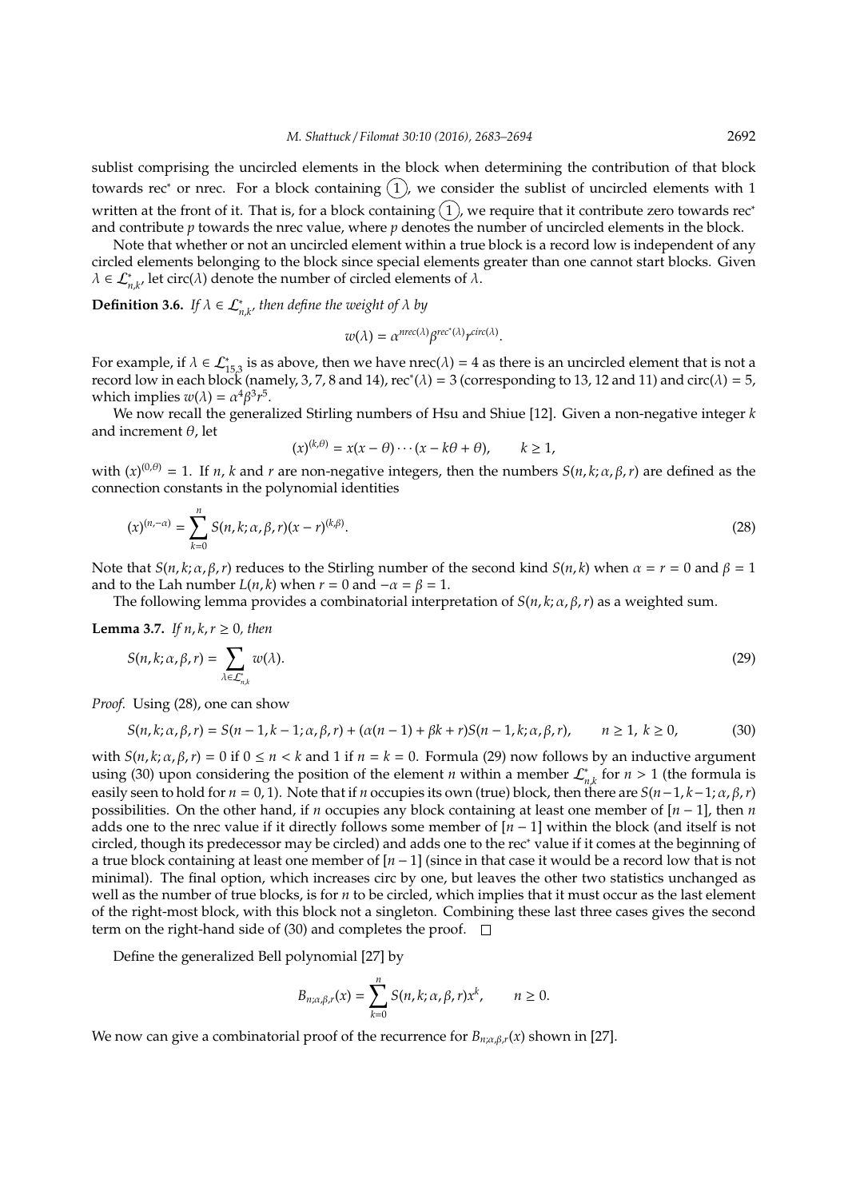sublist comprising the uncircled elements in the block when determining the contribution of that block towards rec$^*$ or nrec. For a block containing $\textcircled{1}$, we consider the sublist of uncircled elements with 1 written at the front of it. That is, for a block containing $\textcircled{1}$, we require that it contribute zero towards rec$^*$ and contribute $p$ towards the nrec value, where $p$ denotes the number of uncircled elements in the block.

Note that whether or not an uncircled element within a true block is a record low is independent of any circled elements belonging to the block since special elements greater than one cannot start blocks. Given $\lambda \in \mathcal{L}^*_{n,k}$, let circ($\lambda$) denote the number of circled elements of $\lambda$.

**Definition 3.6.** *If $\lambda \in \mathcal{L}^*_{n,k}$, then define the weight of $\lambda$ by*

$$w(\lambda) = \alpha^{nrec(\lambda)}\beta^{rec^*(\lambda)}r^{circ(\lambda)}.$$

For example, if $\lambda \in \mathcal{L}^*_{15,3}$ is as above, then we have nrec($\lambda$) = 4 as there is an uncircled element that is not a record low in each block (namely, 3, 7, 8 and 14), rec$^*(\lambda) = 3$ (corresponding to 13, 12 and 11) and circ($\lambda$) = 5, which implies $w(\lambda) = \alpha^4\beta^3r^5$.

We now recall the generalized Stirling numbers of Hsu and Shiue [12]. Given a non-negative integer $k$ and increment $\theta$, let

$$(x)^{(k,\theta)} = x(x-\theta)\cdots(x-k\theta+\theta), \qquad k \geq 1,$$

with $(x)^{(0,\theta)} = 1$. If $n$, $k$ and $r$ are non-negative integers, then the numbers $S(n,k;\alpha,\beta,r)$ are defined as the connection constants in the polynomial identities

$$(x)^{(n,-\alpha)} = \sum_{k=0}^{n} S(n,k;\alpha,\beta,r)(x-r)^{(k,\beta)}. \tag{28}$$

Note that $S(n,k;\alpha,\beta,r)$ reduces to the Stirling number of the second kind $S(n,k)$ when $\alpha = r = 0$ and $\beta = 1$ and to the Lah number $L(n,k)$ when $r = 0$ and $-\alpha = \beta = 1$.

The following lemma provides a combinatorial interpretation of $S(n,k;\alpha,\beta,r)$ as a weighted sum.

**Lemma 3.7.** *If $n,k,r \geq 0$, then*

$$S(n,k;\alpha,\beta,r) = \sum_{\lambda \in \mathcal{L}^*_{n,k}} w(\lambda). \tag{29}$$

*Proof.* Using (28), one can show

$$S(n,k;\alpha,\beta,r) = S(n-1,k-1;\alpha,\beta,r) + (\alpha(n-1)+\beta k+r)S(n-1,k;\alpha,\beta,r), \qquad n \geq 1,\ k \geq 0, \tag{30}$$

with $S(n,k;\alpha,\beta,r) = 0$ if $0 \leq n < k$ and 1 if $n = k = 0$. Formula (29) now follows by an inductive argument using (30) upon considering the position of the element $n$ within a member $\mathcal{L}^*_{n,k}$ for $n > 1$ (the formula is easily seen to hold for $n = 0, 1$). Note that if $n$ occupies its own (true) block, then there are $S(n-1,k-1;\alpha,\beta,r)$ possibilities. On the other hand, if $n$ occupies any block containing at least one member of $[n-1]$, then $n$ adds one to the nrec value if it directly follows some member of $[n-1]$ within the block (and itself is not circled, though its predecessor may be circled) and adds one to the rec$^*$ value if it comes at the beginning of a true block containing at least one member of $[n-1]$ (since in that case it would be a record low that is not minimal). The final option, which increases circ by one, but leaves the other two statistics unchanged as well as the number of true blocks, is for $n$ to be circled, which implies that it must occur as the last element of the right-most block, with this block not a singleton. Combining these last three cases gives the second term on the right-hand side of (30) and completes the proof. $\square$

Define the generalized Bell polynomial [27] by

$$B_{n;\alpha,\beta,r}(x) = \sum_{k=0}^{n} S(n,k;\alpha,\beta,r)x^k, \qquad n \geq 0.$$

We now can give a combinatorial proof of the recurrence for $B_{n;\alpha,\beta,r}(x)$ shown in [27].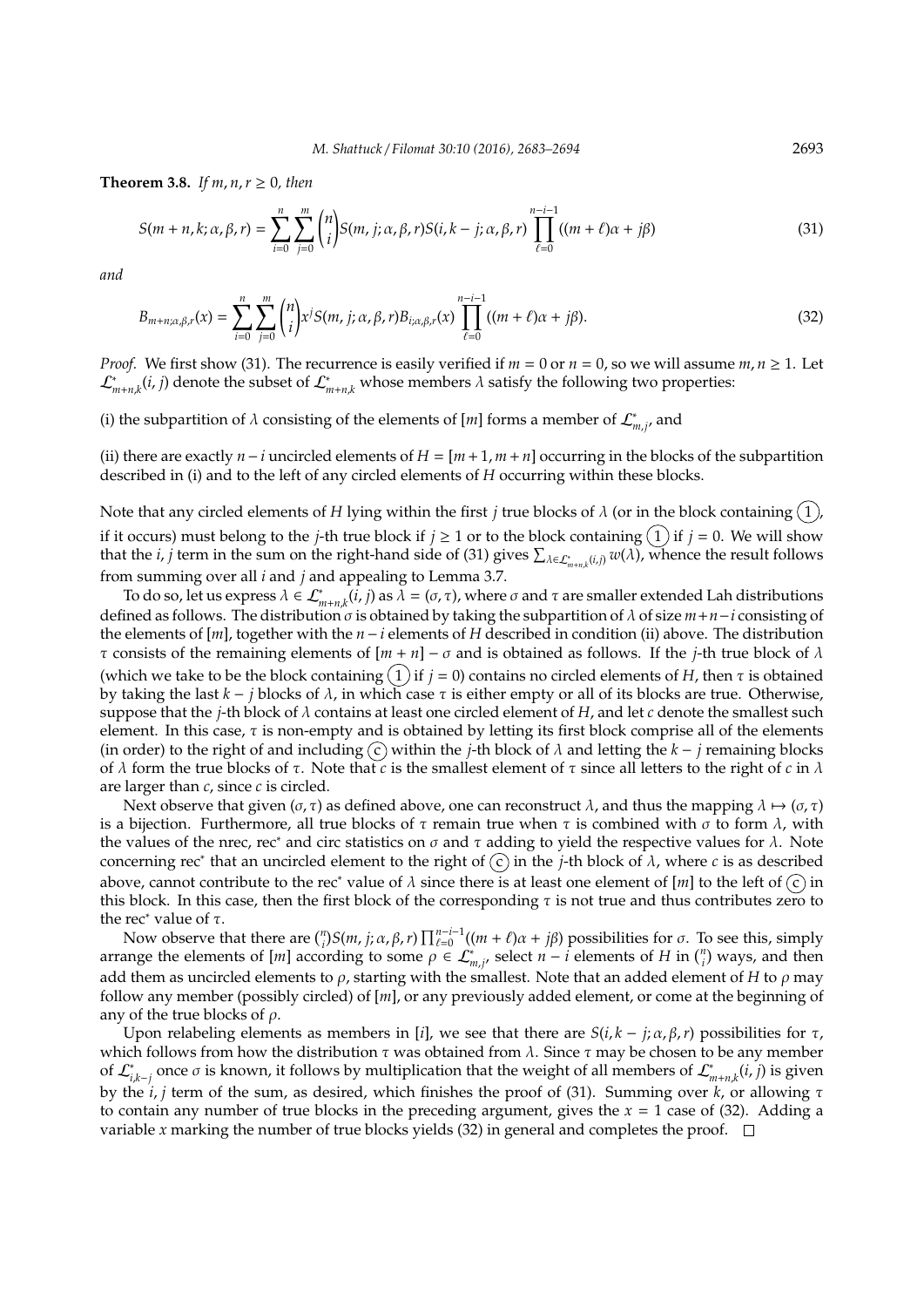**Theorem 3.8.** *If $m, n, r \geq 0$, then*

$$S(m+n,k;\alpha,\beta,r) = \sum_{i=0}^{n}\sum_{j=0}^{m}\binom{n}{i}S(m,j;\alpha,\beta,r)S(i,k-j;\alpha,\beta,r)\prod_{\ell=0}^{n-i-1}((m+\ell)\alpha+j\beta) \tag{31}$$

*and*

$$B_{m+n;\alpha,\beta,r}(x) = \sum_{i=0}^{n}\sum_{j=0}^{m}\binom{n}{i}x^{j}S(m,j;\alpha,\beta,r)B_{i;\alpha,\beta,r}(x)\prod_{\ell=0}^{n-i-1}((m+\ell)\alpha+j\beta). \tag{32}$$

*Proof.* We first show (31). The recurrence is easily verified if $m=0$ or $n=0$, so we will assume $m,n\geq 1$. Let $\mathcal{L}^{*}_{m+n,k}(i,j)$ denote the subset of $\mathcal{L}^{*}_{m+n,k}$ whose members $\lambda$ satisfy the following two properties:

(i) the subpartition of $\lambda$ consisting of the elements of $[m]$ forms a member of $\mathcal{L}^{*}_{m,j}$, and

(ii) there are exactly $n-i$ uncircled elements of $H=[m+1,m+n]$ occurring in the blocks of the subpartition described in (i) and to the left of any circled elements of $H$ occurring within these blocks.

Note that any circled elements of $H$ lying within the first $j$ true blocks of $\lambda$ (or in the block containing $\textcircled{1}$, if it occurs) must belong to the $j$-th true block if $j\geq 1$ or to the block containing $\textcircled{1}$ if $j=0$. We will show that the $i,j$ term in the sum on the right-hand side of (31) gives $\sum_{\lambda\in\mathcal{L}^{*}_{m+n,k}(i,j)}w(\lambda)$, whence the result follows from summing over all $i$ and $j$ and appealing to Lemma 3.7.

To do so, let us express $\lambda\in\mathcal{L}^{*}_{m+n,k}(i,j)$ as $\lambda=(\sigma,\tau)$, where $\sigma$ and $\tau$ are smaller extended Lah distributions defined as follows. The distribution $\sigma$ is obtained by taking the subpartition of $\lambda$ of size $m+n-i$ consisting of the elements of $[m]$, together with the $n-i$ elements of $H$ described in condition (ii) above. The distribution $\tau$ consists of the remaining elements of $[m+n]-\sigma$ and is obtained as follows. If the $j$-th true block of $\lambda$ (which we take to be the block containing $\textcircled{1}$ if $j=0$) contains no circled elements of $H$, then $\tau$ is obtained by taking the last $k-j$ blocks of $\lambda$, in which case $\tau$ is either empty or all of its blocks are true. Otherwise, suppose that the $j$-th block of $\lambda$ contains at least one circled element of $H$, and let $c$ denote the smallest such element. In this case, $\tau$ is non-empty and is obtained by letting its first block comprise all of the elements (in order) to the right of and including $\textcircled{c}$ within the $j$-th block of $\lambda$ and letting the $k-j$ remaining blocks of $\lambda$ form the true blocks of $\tau$. Note that $c$ is the smallest element of $\tau$ since all letters to the right of $c$ in $\lambda$ are larger than $c$, since $c$ is circled.

Next observe that given $(\sigma,\tau)$ as defined above, one can reconstruct $\lambda$, and thus the mapping $\lambda\mapsto(\sigma,\tau)$ is a bijection. Furthermore, all true blocks of $\tau$ remain true when $\tau$ is combined with $\sigma$ to form $\lambda$, with the values of the nrec, rec$^{*}$ and circ statistics on $\sigma$ and $\tau$ adding to yield the respective values for $\lambda$. Note concerning rec$^{*}$ that an uncircled element to the right of $\textcircled{c}$ in the $j$-th block of $\lambda$, where $c$ is as described above, cannot contribute to the rec$^{*}$ value of $\lambda$ since there is at least one element of $[m]$ to the left of $\textcircled{c}$ in this block. In this case, then the first block of the corresponding $\tau$ is not true and thus contributes zero to the rec$^{*}$ value of $\tau$.

Now observe that there are $\binom{n}{i}S(m,j;\alpha,\beta,r)\prod_{\ell=0}^{n-i-1}((m+\ell)\alpha+j\beta)$ possibilities for $\sigma$. To see this, simply arrange the elements of $[m]$ according to some $\rho\in\mathcal{L}^{*}_{m,j}$, select $n-i$ elements of $H$ in $\binom{n}{i}$ ways, and then add them as uncircled elements to $\rho$, starting with the smallest. Note that an added element of $H$ to $\rho$ may follow any member (possibly circled) of $[m]$, or any previously added element, or come at the beginning of any of the true blocks of $\rho$.

Upon relabeling elements as members in $[i]$, we see that there are $S(i,k-j;\alpha,\beta,r)$ possibilities for $\tau$, which follows from how the distribution $\tau$ was obtained from $\lambda$. Since $\tau$ may be chosen to be any member of $\mathcal{L}^{*}_{i,k-j}$ once $\sigma$ is known, it follows by multiplication that the weight of all members of $\mathcal{L}^{*}_{m+n,k}(i,j)$ is given by the $i,j$ term of the sum, as desired, which finishes the proof of (31). Summing over $k$, or allowing $\tau$ to contain any number of true blocks in the preceding argument, gives the $x=1$ case of (32). Adding a variable $x$ marking the number of true blocks yields (32) in general and completes the proof. $\square$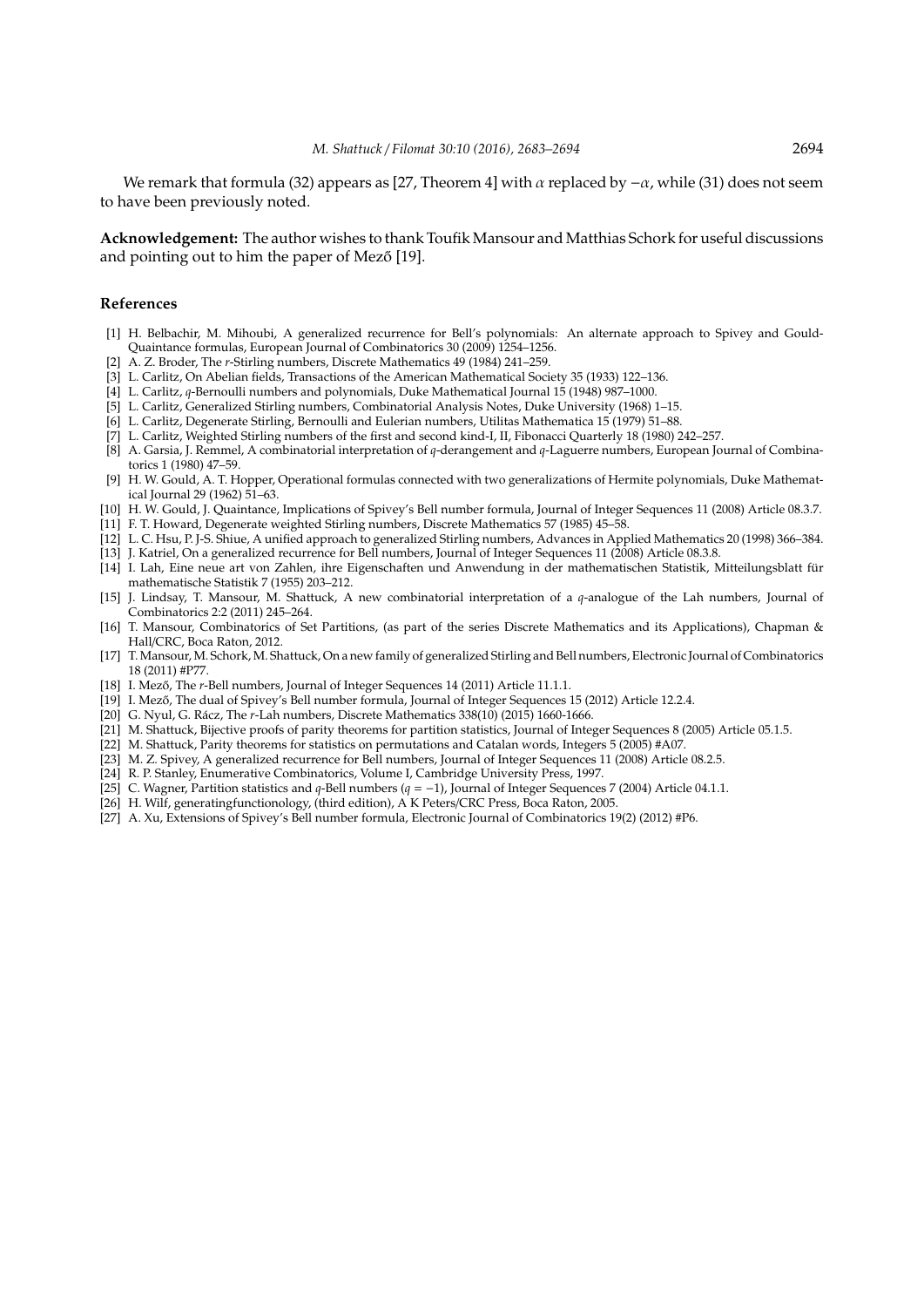We remark that formula (32) appears as [27, Theorem 4] with $\alpha$ replaced by $-\alpha$, while (31) does not seem to have been previously noted.

**Acknowledgement:** The author wishes to thank Toufik Mansour and Matthias Schork for useful discussions and pointing out to him the paper of Mező [19].

## References

[1] H. Belbachir, M. Mihoubi, A generalized recurrence for Bell's polynomials: An alternate approach to Spivey and Gould-Quaintance formulas, European Journal of Combinatorics 30 (2009) 1254–1256.

[2] A. Z. Broder, The *r*-Stirling numbers, Discrete Mathematics 49 (1984) 241–259.

[3] L. Carlitz, On Abelian fields, Transactions of the American Mathematical Society 35 (1933) 122–136.

[4] L. Carlitz, $q$-Bernoulli numbers and polynomials, Duke Mathematical Journal 15 (1948) 987–1000.

[5] L. Carlitz, Generalized Stirling numbers, Combinatorial Analysis Notes, Duke University (1968) 1–15.

[6] L. Carlitz, Degenerate Stirling, Bernoulli and Eulerian numbers, Utilitas Mathematica 15 (1979) 51–88.

[7] L. Carlitz, Weighted Stirling numbers of the first and second kind-I, II, Fibonacci Quarterly 18 (1980) 242–257.

[8] A. Garsia, J. Remmel, A combinatorial interpretation of $q$-derangement and $q$-Laguerre numbers, European Journal of Combinatorics 1 (1980) 47–59.

[9] H. W. Gould, A. T. Hopper, Operational formulas connected with two generalizations of Hermite polynomials, Duke Mathematical Journal 29 (1962) 51–63.

[10] H. W. Gould, J. Quaintance, Implications of Spivey's Bell number formula, Journal of Integer Sequences 11 (2008) Article 08.3.7.

[11] F. T. Howard, Degenerate weighted Stirling numbers, Discrete Mathematics 57 (1985) 45–58.

[12] L. C. Hsu, P. J-S. Shiue, A unified approach to generalized Stirling numbers, Advances in Applied Mathematics 20 (1998) 366–384.

[13] J. Katriel, On a generalized recurrence for Bell numbers, Journal of Integer Sequences 11 (2008) Article 08.3.8.

[14] I. Lah, Eine neue art von Zahlen, ihre Eigenschaften und Anwendung in der mathematischen Statistik, Mitteilungsblatt für mathematische Statistik 7 (1955) 203–212.

[15] J. Lindsay, T. Mansour, M. Shattuck, A new combinatorial interpretation of a $q$-analogue of the Lah numbers, Journal of Combinatorics 2:2 (2011) 245–264.

[16] T. Mansour, Combinatorics of Set Partitions, (as part of the series Discrete Mathematics and its Applications), Chapman & Hall/CRC, Boca Raton, 2012.

[17] T. Mansour, M. Schork, M. Shattuck, On a new family of generalized Stirling and Bell numbers, Electronic Journal of Combinatorics 18 (2011) #P77.

[18] I. Mező, The *r*-Bell numbers, Journal of Integer Sequences 14 (2011) Article 11.1.1.

[19] I. Mező, The dual of Spivey's Bell number formula, Journal of Integer Sequences 15 (2012) Article 12.2.4.

[20] G. Nyul, G. Rácz, The *r*-Lah numbers, Discrete Mathematics 338(10) (2015) 1660-1666.

[21] M. Shattuck, Bijective proofs of parity theorems for partition statistics, Journal of Integer Sequences 8 (2005) Article 05.1.5.

[22] M. Shattuck, Parity theorems for statistics on permutations and Catalan words, Integers 5 (2005) #A07.

[23] M. Z. Spivey, A generalized recurrence for Bell numbers, Journal of Integer Sequences 11 (2008) Article 08.2.5.

[24] R. P. Stanley, Enumerative Combinatorics, Volume I, Cambridge University Press, 1997.

[25] C. Wagner, Partition statistics and $q$-Bell numbers ($q = -1$), Journal of Integer Sequences 7 (2004) Article 04.1.1.

[26] H. Wilf, generatingfunctionology, (third edition), A K Peters/CRC Press, Boca Raton, 2005.

[27] A. Xu, Extensions of Spivey's Bell number formula, Electronic Journal of Combinatorics 19(2) (2012) #P6.